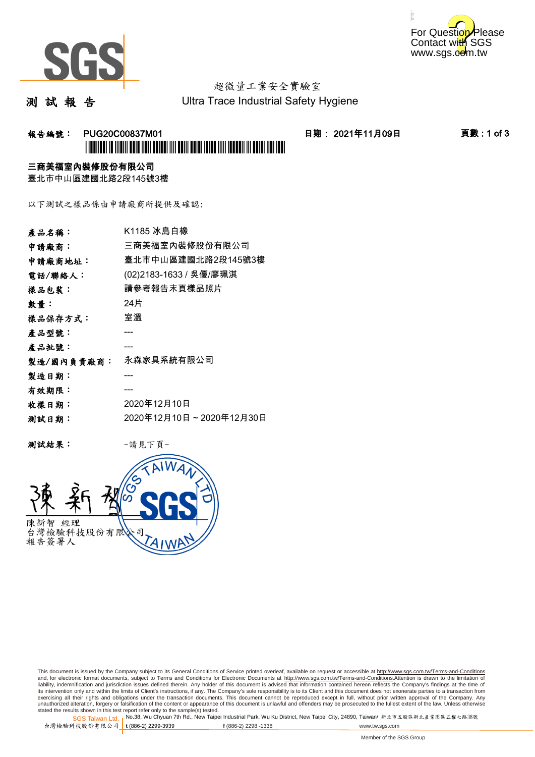超微量工業安全實驗室

# 測 試 報 告

Ultra Trace Industrial Safety Hygiene

**報告編號： PUG20C00837M01** **日期： 2021年11月09日**

**三商美福室內裝修股份有限公司**

臺北市中山區建國北路2段145號3樓

以下測試之樣品係由申請廠商所提供及確認:

| | |
|---|---|
| **產品名稱：** | K1185 冰島白橡 |
| **申請廠商：** | 三商美福室內裝修股份有限公司 |
| **申請廠商地址：** | 臺北市中山區建國北路2段145號3樓 |
| **電話/聯絡人：** | (02)2183-1633 / 吳優/廖珮淇 |
| **樣品包裝：** | 請參考報告末頁樣品照片 |
| **數量：** | 24片 |
| **樣品保存方式：** | 室溫 |
| **產品型號：** | --- |
| **產品批號：** | --- |
| **製造/國內負責廠商：** | 永森家具系統有限公司 |
| **製造日期：** | --- |
| **有效期限：** | --- |
| **收樣日期：** | 2020年12月10日 |
| **測試日期：** | 2020年12月10日 ~ 2020年12月30日 |

**測試結果：** -請見下頁-

陳新智 經理
台灣檢驗科技股份有限公司
報告簽署人

This document is issued by the Company subject to its General Conditions of Service printed overleaf, available on request or accessible at http://www.sgs.com.tw/Terms-and-Conditions and, for electronic format documents, subject to Terms and Conditions for Electronic Documents at http://www.sgs.com.tw/Terms-and-Conditions.Attention is drawn to the limitation of liability, indemnification and jurisdiction issues defined therein. Any holder of this document is advised that information contained hereon reflects the Company's findings at the time of its intervention only and within the limits of Client's instructions, if any. The Company's sole responsibility is to its Client and this document does not exonerate parties to a transaction from exercising all their rights and obligations under the transaction documents. This document cannot be reproduced except in full, without prior written approval of the Company. Any unauthorized alteration, forgery or falsification of the content or appearance of this document is unlawful and offenders may be prosecuted to the fullest extent of the law. Unless otherwise stated the results shown in this test report refer only to the sample(s) tested.

SGS Taiwan Ltd. 台灣檢驗科技股份有限公司 | No.38, Wu Chyuan 7th Rd., New Taipei Industrial Park, Wu Ku District, New Taipei City, 24890, Taiwan/ 新北市五股區新北產業園區五權七路38號 | t (886-2) 2299-3939 f (886-2) 2298 -1338 www.tw.sgs.com

Member of the SGS Group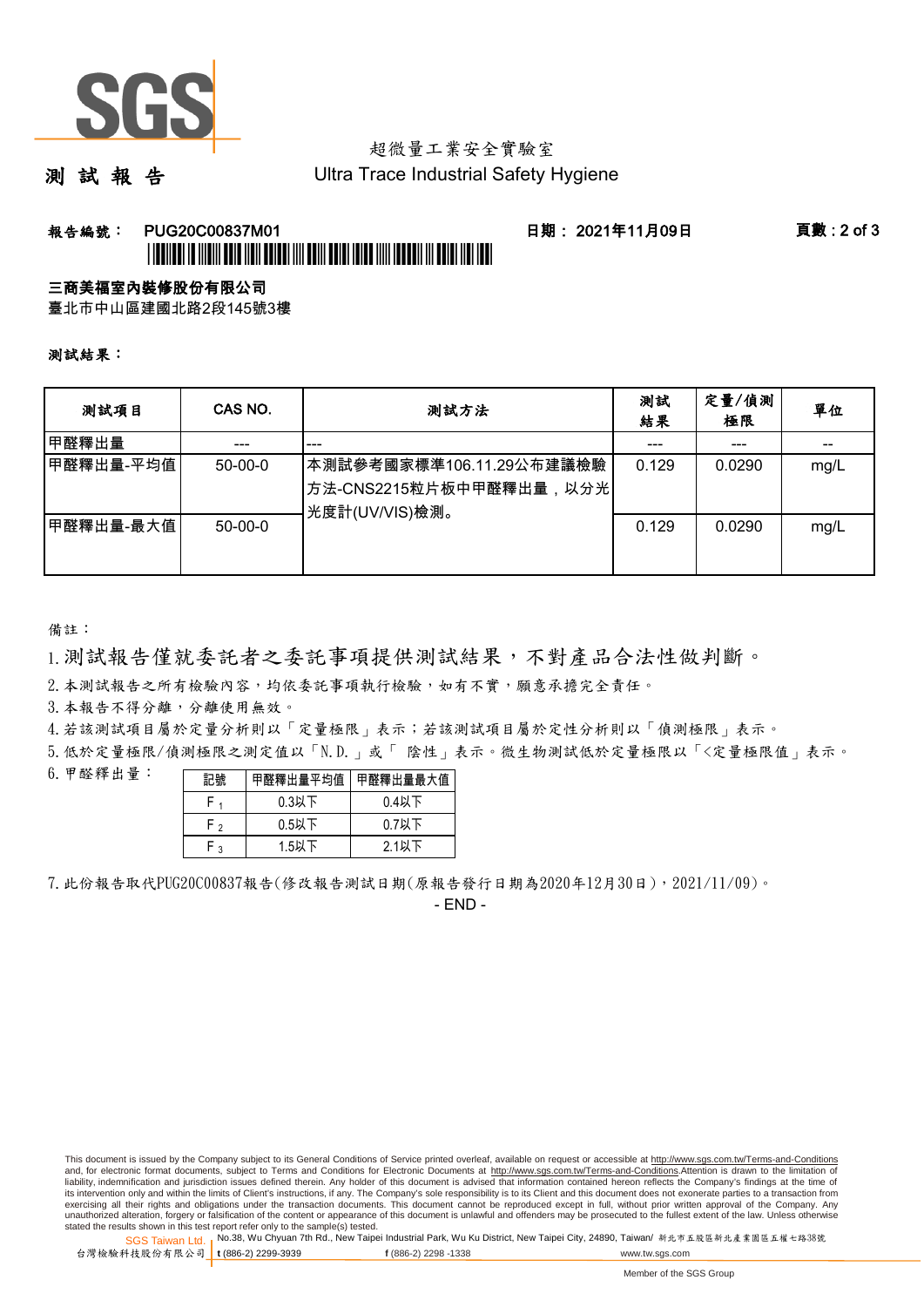超微量工業安全實驗室

# 測 試 報 告

Ultra Trace Industrial Safety Hygiene

**報告編號： PUG20C00837M01** **日期： 2021年11月09日**

**三商美福室內裝修股份有限公司**

臺北市中山區建國北路2段145號3樓

**測試結果：**

| 測試項目 | CAS NO. | 測試方法 | 測試結果 | 定量/偵測極限 | 單位 |
|---|---|---|---|---|---|
| 甲醛釋出量 | --- | --- | --- | --- | -- |
| 甲醛釋出量-平均值 | 50-00-0 | 本測試參考國家標準106.11.29公布建議檢驗方法-CNS2215粒片板中甲醛釋出量，以分光光度計(UV/VIS)檢測。 | 0.129 | 0.0290 | mg/L |
| 甲醛釋出量-最大值 | 50-00-0 | | 0.129 | 0.0290 | mg/L |

備註：

1. 測試報告僅就委託者之委託事項提供測試結果，不對產品合法性做判斷。
2. 本測試報告之所有檢驗內容，均依委託事項執行檢驗，如有不實，願意承擔完全責任。
3. 本報告不得分離，分離使用無效。
4. 若該測試項目屬於定量分析則以「定量極限」表示；若該測試項目屬於定性分析則以「偵測極限」表示。
5. 低於定量極限/偵測極限之測定值以「N.D.」或「 陰性」表示。微生物測試低於定量極限以「<定量極限值」表示。
6. 甲醛釋出量：

| 記號 | 甲醛釋出量平均值 | 甲醛釋出量最大值 |
|---|---|---|
| $F_1$ | 0.3以下 | 0.4以下 |
| $F_2$ | 0.5以下 | 0.7以下 |
| $F_3$ | 1.5以下 | 2.1以下 |

7. 此份報告取代PUG20C00837報告(修改報告測試日期(原報告發行日期為2020年12月30日)，2021/11/09)。

- END -

This document is issued by the Company subject to its General Conditions of Service printed overleaf, available on request or accessible at http://www.sgs.com.tw/Terms-and-Conditions and, for electronic format documents, subject to Terms and Conditions for Electronic Documents at http://www.sgs.com.tw/Terms-and-Conditions.Attention is drawn to the limitation of liability, indemnification and jurisdiction issues defined therein. Any holder of this document is advised that information contained hereon reflects the Company's findings at the time of its intervention only and within the limits of Client's instructions, if any. The Company's sole responsibility is to its Client and this document does not exonerate parties to a transaction from exercising all their rights and obligations under the transaction documents. This document cannot be reproduced except in full, without prior written approval of the Company. Any unauthorized alteration, forgery or falsification of the content or appearance of this document is unlawful and offenders may be prosecuted to the fullest extent of the law. Unless otherwise stated the results shown in this test report refer only to the sample(s) tested.

SGS Taiwan Ltd. 台灣檢驗科技股份有限公司 | No.38, Wu Chyuan 7th Rd., New Taipei Industrial Park, Wu Ku District, New Taipei City, 24890, Taiwan/ 新北市五股區新北產業園區五權七路38號 | t (886-2) 2299-3939 | f (886-2) 2298 -1338 | www.tw.sgs.com

Member of the SGS Group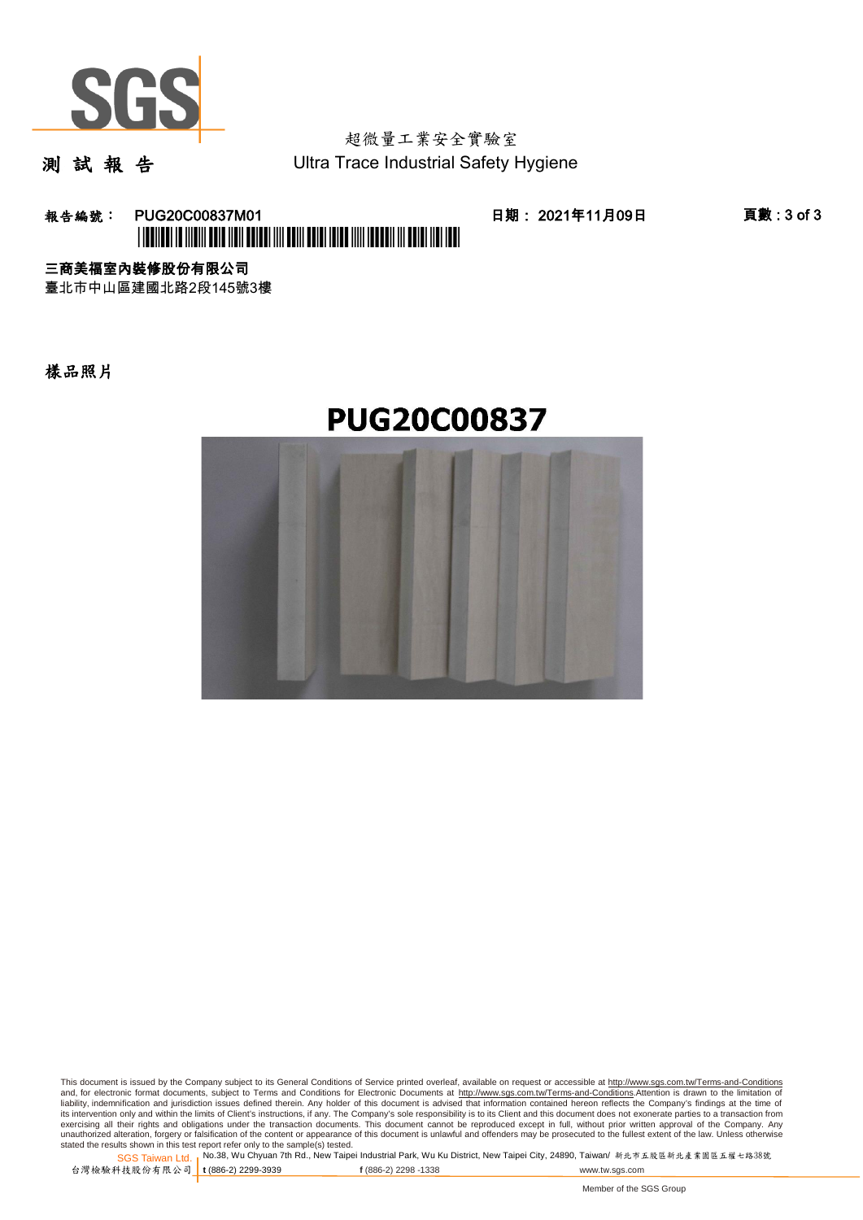超微量工業安全實驗室

Ultra Trace Industrial Safety Hygiene

# 測 試 報 告

**報告編號：** PUG20C00837M01

**日期：** 2021年11月09日

**三商美福室內裝修股份有限公司**

臺北市中山區建國北路2段145號3樓

## 樣品照片

PUG20C00837

This document is issued by the Company subject to its General Conditions of Service printed overleaf, available on request or accessible at http://www.sgs.com.tw/Terms-and-Conditions and, for electronic format documents, subject to Terms and Conditions for Electronic Documents at http://www.sgs.com.tw/Terms-and-Conditions.Attention is drawn to the limitation of liability, indemnification and jurisdiction issues defined therein. Any holder of this document is advised that information contained hereon reflects the Company's findings at the time of its intervention only and within the limits of Client's instructions, if any. The Company's sole responsibility is to its Client and this document does not exonerate parties to a transaction from exercising all their rights and obligations under the transaction documents. This document cannot be reproduced except in full, without prior written approval of the Company. Any unauthorized alteration, forgery or falsification of the content or appearance of this document is unlawful and offenders may be prosecuted to the fullest extent of the law. Unless otherwise stated the results shown in this test report refer only to the sample(s) tested.

SGS Taiwan Ltd. No.38, Wu Chyuan 7th Rd., New Taipei Industrial Park, Wu Ku District, New Taipei City, 24890, Taiwan/ 新北市五股區新北產業園區五權七路38號

台灣檢驗科技股份有限公司 t (886-2) 2299-3939 f (886-2) 2298 -1338 www.tw.sgs.com

Member of the SGS Group